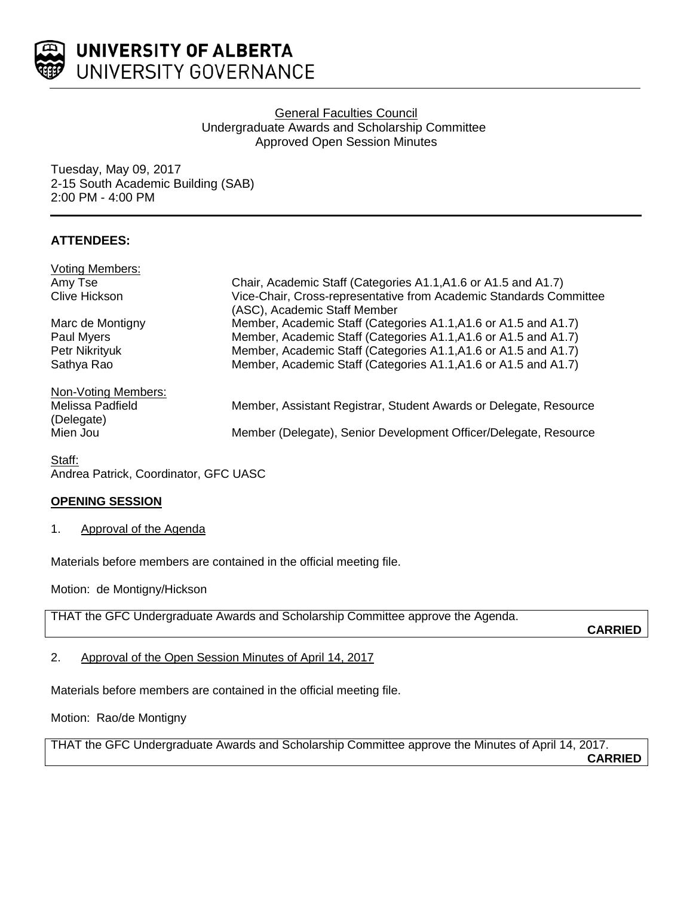# UNIVERSITY OF ALBERTA
## UNIVERSITY GOVERNANCE

General Faculties Council
Undergraduate Awards and Scholarship Committee
Approved Open Session Minutes

Tuesday, May 09, 2017
2-15 South Academic Building (SAB)
2:00 PM - 4:00 PM

**ATTENDEES:**

Voting Members:

| | |
|---|---|
| Amy Tse | Chair, Academic Staff (Categories A1.1,A1.6 or A1.5 and A1.7) |
| Clive Hickson | Vice-Chair, Cross-representative from Academic Standards Committee (ASC), Academic Staff Member |
| Marc de Montigny | Member, Academic Staff (Categories A1.1,A1.6 or A1.5 and A1.7) |
| Paul Myers | Member, Academic Staff (Categories A1.1,A1.6 or A1.5 and A1.7) |
| Petr Nikrityuk | Member, Academic Staff (Categories A1.1,A1.6 or A1.5 and A1.7) |
| Sathya Rao | Member, Academic Staff (Categories A1.1,A1.6 or A1.5 and A1.7) |

Non-Voting Members:

| | |
|---|---|
| Melissa Padfield (Delegate) | Member, Assistant Registrar, Student Awards or Delegate, Resource |
| Mien Jou | Member (Delegate), Senior Development Officer/Delegate, Resource |

Staff:
Andrea Patrick, Coordinator, GFC UASC

**OPENING SESSION**

1. Approval of the Agenda

Materials before members are contained in the official meeting file.

Motion: de Montigny/Hickson

THAT the GFC Undergraduate Awards and Scholarship Committee approve the Agenda.

**CARRIED**

2. Approval of the Open Session Minutes of April 14, 2017

Materials before members are contained in the official meeting file.

Motion: Rao/de Montigny

THAT the GFC Undergraduate Awards and Scholarship Committee approve the Minutes of April 14, 2017.

**CARRIED**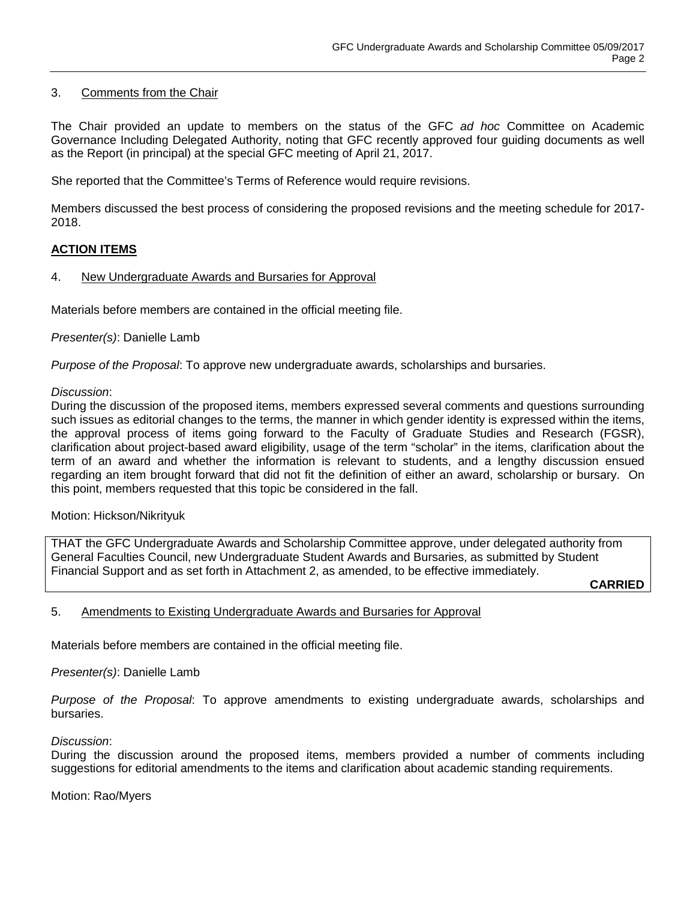## 3. Comments from the Chair

The Chair provided an update to members on the status of the GFC *ad hoc* Committee on Academic Governance Including Delegated Authority, noting that GFC recently approved four guiding documents as well as the Report (in principal) at the special GFC meeting of April 21, 2017.

She reported that the Committee's Terms of Reference would require revisions.

Members discussed the best process of considering the proposed revisions and the meeting schedule for 2017-2018.

## ACTION ITEMS

## 4. New Undergraduate Awards and Bursaries for Approval

Materials before members are contained in the official meeting file.

*Presenter(s)*: Danielle Lamb

*Purpose of the Proposal*: To approve new undergraduate awards, scholarships and bursaries.

*Discussion*:
During the discussion of the proposed items, members expressed several comments and questions surrounding such issues as editorial changes to the terms, the manner in which gender identity is expressed within the items, the approval process of items going forward to the Faculty of Graduate Studies and Research (FGSR), clarification about project-based award eligibility, usage of the term "scholar" in the items, clarification about the term of an award and whether the information is relevant to students, and a lengthy discussion ensued regarding an item brought forward that did not fit the definition of either an award, scholarship or bursary. On this point, members requested that this topic be considered in the fall.

Motion: Hickson/Nikrityuk

THAT the GFC Undergraduate Awards and Scholarship Committee approve, under delegated authority from General Faculties Council, new Undergraduate Student Awards and Bursaries, as submitted by Student Financial Support and as set forth in Attachment 2, as amended, to be effective immediately.

**CARRIED**

## 5. Amendments to Existing Undergraduate Awards and Bursaries for Approval

Materials before members are contained in the official meeting file.

*Presenter(s)*: Danielle Lamb

*Purpose of the Proposal*: To approve amendments to existing undergraduate awards, scholarships and bursaries.

*Discussion*:
During the discussion around the proposed items, members provided a number of comments including suggestions for editorial amendments to the items and clarification about academic standing requirements.

Motion: Rao/Myers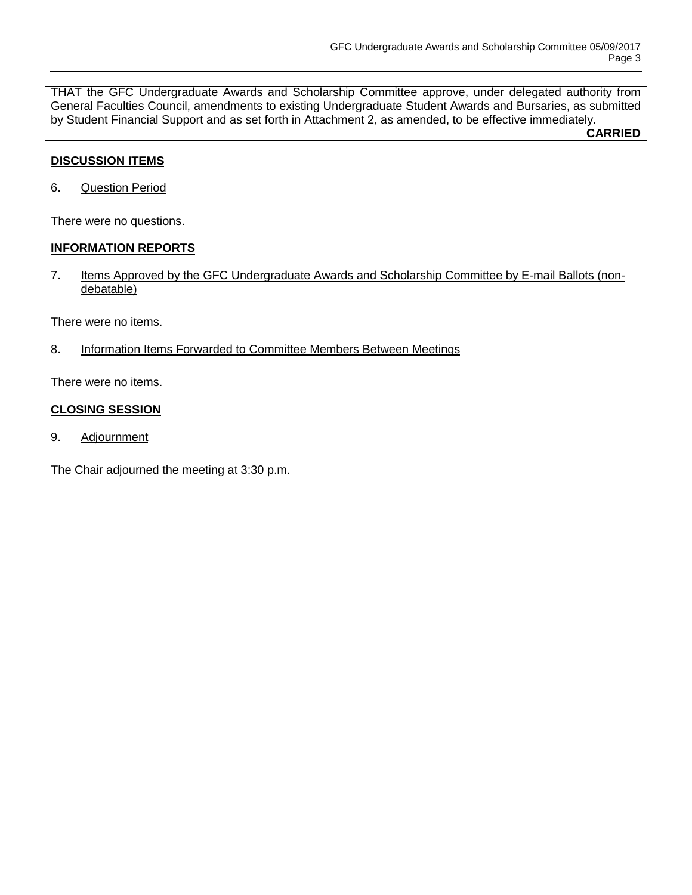THAT the GFC Undergraduate Awards and Scholarship Committee approve, under delegated authority from General Faculties Council, amendments to existing Undergraduate Student Awards and Bursaries, as submitted by Student Financial Support and as set forth in Attachment 2, as amended, to be effective immediately.

**CARRIED**

## DISCUSSION ITEMS

6. Question Period

There were no questions.

## INFORMATION REPORTS

7. Items Approved by the GFC Undergraduate Awards and Scholarship Committee by E-mail Ballots (non-debatable)

There were no items.

8. Information Items Forwarded to Committee Members Between Meetings

There were no items.

## CLOSING SESSION

9. Adjournment

The Chair adjourned the meeting at 3:30 p.m.